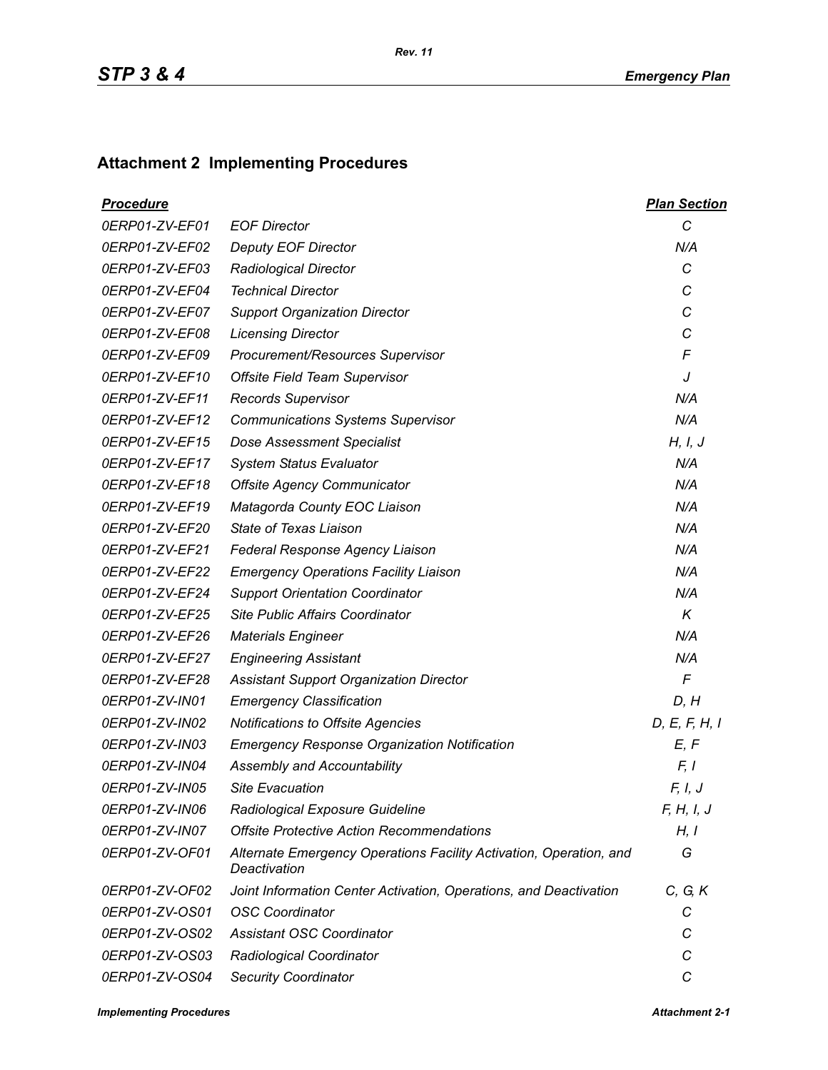## Attachment 2 Implementing Procedures

| ***Procedure*** | | ***Plan Section*** |
|---|---|---|
| *0ERP01-ZV-EF01* | *EOF Director* | *C* |
| *0ERP01-ZV-EF02* | *Deputy EOF Director* | *N/A* |
| *0ERP01-ZV-EF03* | *Radiological Director* | *C* |
| *0ERP01-ZV-EF04* | *Technical Director* | *C* |
| *0ERP01-ZV-EF07* | *Support Organization Director* | *C* |
| *0ERP01-ZV-EF08* | *Licensing Director* | *C* |
| *0ERP01-ZV-EF09* | *Procurement/Resources Supervisor* | *F* |
| *0ERP01-ZV-EF10* | *Offsite Field Team Supervisor* | *J* |
| *0ERP01-ZV-EF11* | *Records Supervisor* | *N/A* |
| *0ERP01-ZV-EF12* | *Communications Systems Supervisor* | *N/A* |
| *0ERP01-ZV-EF15* | *Dose Assessment Specialist* | *H, I, J* |
| *0ERP01-ZV-EF17* | *System Status Evaluator* | *N/A* |
| *0ERP01-ZV-EF18* | *Offsite Agency Communicator* | *N/A* |
| *0ERP01-ZV-EF19* | *Matagorda County EOC Liaison* | *N/A* |
| *0ERP01-ZV-EF20* | *State of Texas Liaison* | *N/A* |
| *0ERP01-ZV-EF21* | *Federal Response Agency Liaison* | *N/A* |
| *0ERP01-ZV-EF22* | *Emergency Operations Facility Liaison* | *N/A* |
| *0ERP01-ZV-EF24* | *Support Orientation Coordinator* | *N/A* |
| *0ERP01-ZV-EF25* | *Site Public Affairs Coordinator* | *K* |
| *0ERP01-ZV-EF26* | *Materials Engineer* | *N/A* |
| *0ERP01-ZV-EF27* | *Engineering Assistant* | *N/A* |
| *0ERP01-ZV-EF28* | *Assistant Support Organization Director* | *F* |
| *0ERP01-ZV-IN01* | *Emergency Classification* | *D, H* |
| *0ERP01-ZV-IN02* | *Notifications to Offsite Agencies* | *D, E, F, H, I* |
| *0ERP01-ZV-IN03* | *Emergency Response Organization Notification* | *E, F* |
| *0ERP01-ZV-IN04* | *Assembly and Accountability* | *F, I* |
| *0ERP01-ZV-IN05* | *Site Evacuation* | *F, I, J* |
| *0ERP01-ZV-IN06* | *Radiological Exposure Guideline* | *F, H, I, J* |
| *0ERP01-ZV-IN07* | *Offsite Protective Action Recommendations* | *H, I* |
| *0ERP01-ZV-OF01* | *Alternate Emergency Operations Facility Activation, Operation, and Deactivation* | *G* |
| *0ERP01-ZV-OF02* | *Joint Information Center Activation, Operations, and Deactivation* | *C, G, K* |
| *0ERP01-ZV-OS01* | *OSC Coordinator* | *C* |
| *0ERP01-ZV-OS02* | *Assistant OSC Coordinator* | *C* |
| *0ERP01-ZV-OS03* | *Radiological Coordinator* | *C* |
| *0ERP01-ZV-OS04* | *Security Coordinator* | *C* |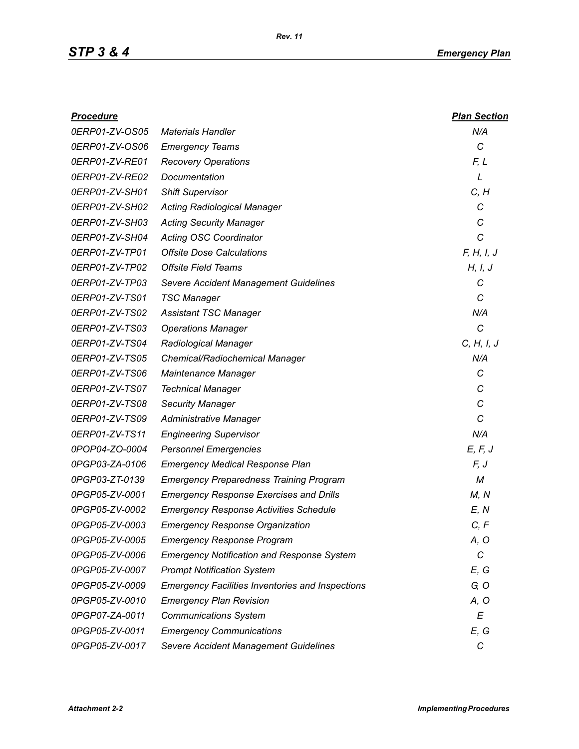| Procedure | | Plan Section |
|---|---|---|
| 0ERP01-ZV-OS05 | Materials Handler | N/A |
| 0ERP01-ZV-OS06 | Emergency Teams | C |
| 0ERP01-ZV-RE01 | Recovery Operations | F, L |
| 0ERP01-ZV-RE02 | Documentation | L |
| 0ERP01-ZV-SH01 | Shift Supervisor | C, H |
| 0ERP01-ZV-SH02 | Acting Radiological Manager | C |
| 0ERP01-ZV-SH03 | Acting Security Manager | C |
| 0ERP01-ZV-SH04 | Acting OSC Coordinator | C |
| 0ERP01-ZV-TP01 | Offsite Dose Calculations | F, H, I, J |
| 0ERP01-ZV-TP02 | Offsite Field Teams | H, I, J |
| 0ERP01-ZV-TP03 | Severe Accident Management Guidelines | C |
| 0ERP01-ZV-TS01 | TSC Manager | C |
| 0ERP01-ZV-TS02 | Assistant TSC Manager | N/A |
| 0ERP01-ZV-TS03 | Operations Manager | C |
| 0ERP01-ZV-TS04 | Radiological Manager | C, H, I, J |
| 0ERP01-ZV-TS05 | Chemical/Radiochemical Manager | N/A |
| 0ERP01-ZV-TS06 | Maintenance Manager | C |
| 0ERP01-ZV-TS07 | Technical Manager | C |
| 0ERP01-ZV-TS08 | Security Manager | C |
| 0ERP01-ZV-TS09 | Administrative Manager | C |
| 0ERP01-ZV-TS11 | Engineering Supervisor | N/A |
| 0POP04-ZO-0004 | Personnel Emergencies | E, F, J |
| 0PGP03-ZA-0106 | Emergency Medical Response Plan | F, J |
| 0PGP03-ZT-0139 | Emergency Preparedness Training Program | M |
| 0PGP05-ZV-0001 | Emergency Response Exercises and Drills | M, N |
| 0PGP05-ZV-0002 | Emergency Response Activities Schedule | E, N |
| 0PGP05-ZV-0003 | Emergency Response Organization | C, F |
| 0PGP05-ZV-0005 | Emergency Response Program | A, O |
| 0PGP05-ZV-0006 | Emergency Notification and Response System | C |
| 0PGP05-ZV-0007 | Prompt Notification System | E, G |
| 0PGP05-ZV-0009 | Emergency Facilities Inventories and Inspections | G, O |
| 0PGP05-ZV-0010 | Emergency Plan Revision | A, O |
| 0PGP07-ZA-0011 | Communications System | E |
| 0PGP05-ZV-0011 | Emergency Communications | E, G |
| 0PGP05-ZV-0017 | Severe Accident Management Guidelines | C |